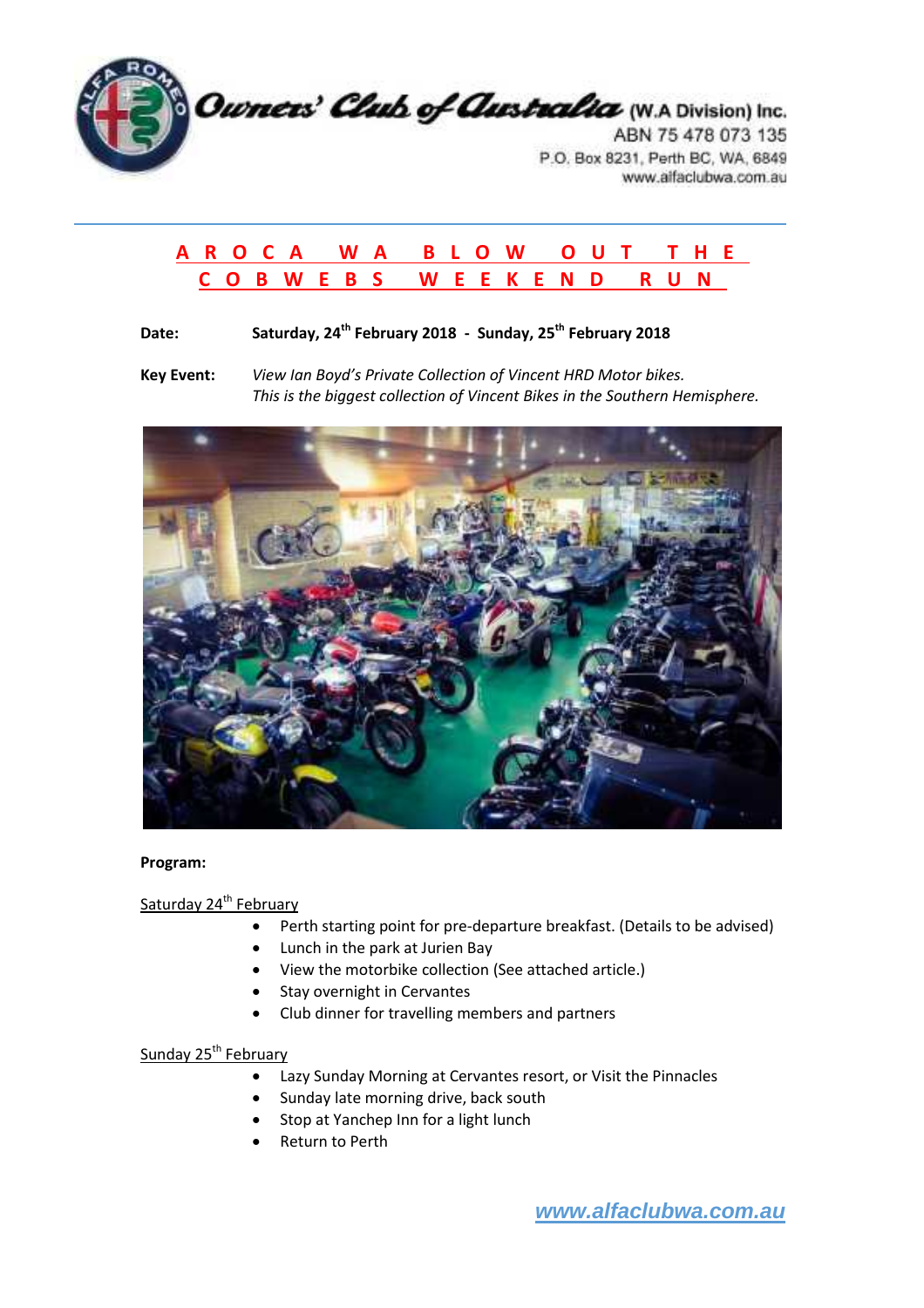Owners' Club of Australia (W.A Division) Inc.
ABN 75 478 073 135
P.O. Box 8231, Perth BC, WA, 6849
www.alfaclubwa.com.au

# AROCA WA BLOW OUT THE COBWEBS WEEKEND RUN

**Date:** **Saturday, 24th February 2018 - Sunday, 25th February 2018**

**Key Event:** *View Ian Boyd's Private Collection of Vincent HRD Motor bikes.*
*This is the biggest collection of Vincent Bikes in the Southern Hemisphere.*

**Program:**

Saturday 24th February

- Perth starting point for pre-departure breakfast. (Details to be advised)
- Lunch in the park at Jurien Bay
- View the motorbike collection (See attached article.)
- Stay overnight in Cervantes
- Club dinner for travelling members and partners

Sunday 25th February

- Lazy Sunday Morning at Cervantes resort, or Visit the Pinnacles
- Sunday late morning drive, back south
- Stop at Yanchep Inn for a light lunch
- Return to Perth

www.alfaclubwa.com.au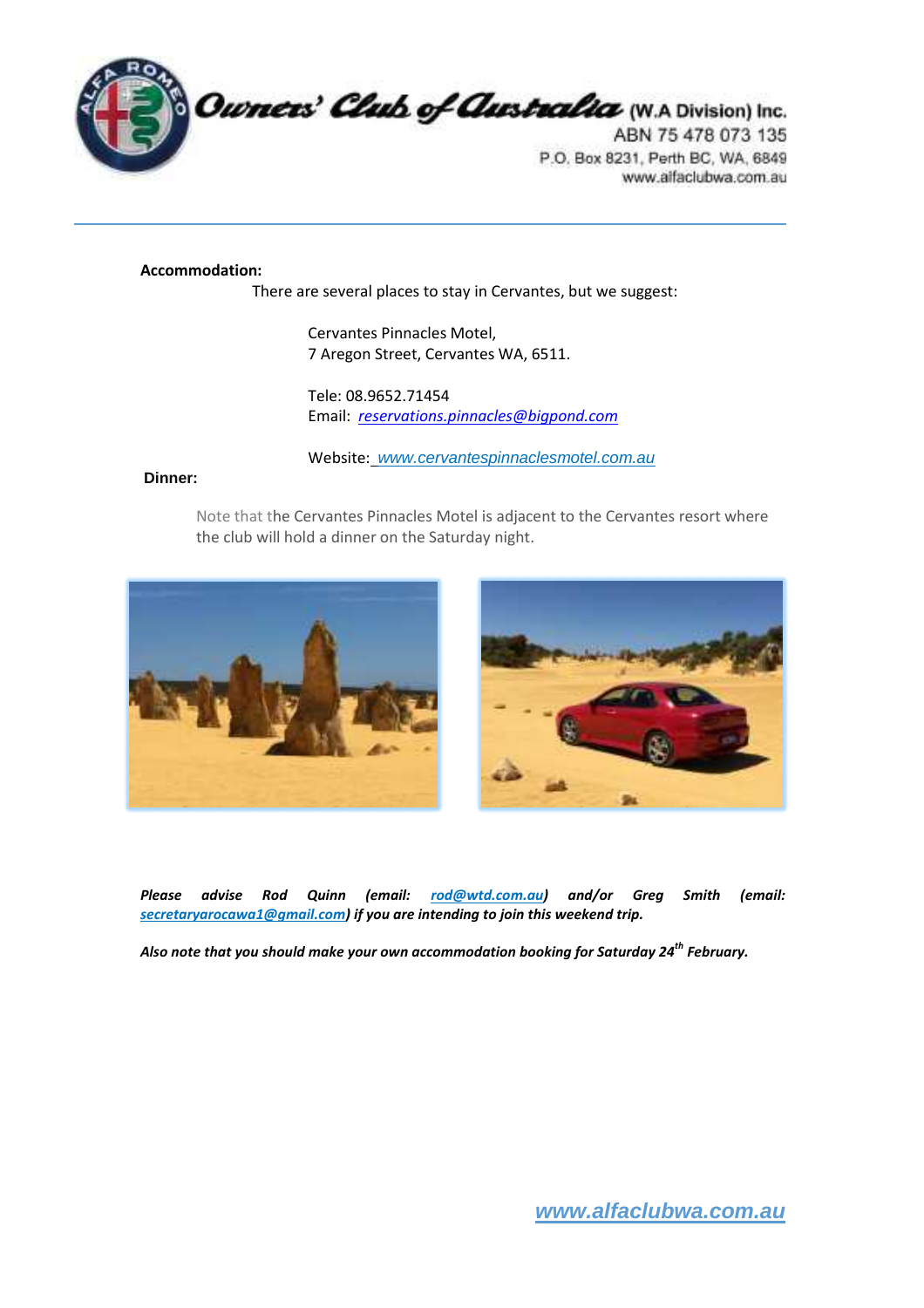**Accommodation:**

There are several places to stay in Cervantes, but we suggest:

Cervantes Pinnacles Motel,
7 Aregon Street, Cervantes WA, 6511.

Tele: 08.9652.71454
Email: reservations.pinnacles@bigpond.com

Website: www.cervantespinnaclesmotel.com.au

**Dinner:**

Note that the Cervantes Pinnacles Motel is adjacent to the Cervantes resort where the club will hold a dinner on the Saturday night.

***Please advise Rod Quinn (email: rod@wtd.com.au) and/or Greg Smith (email: secretaryarocawa1@gmail.com) if you are intending to join this weekend trip.***

***Also note that you should make your own accommodation booking for Saturday 24th February.***